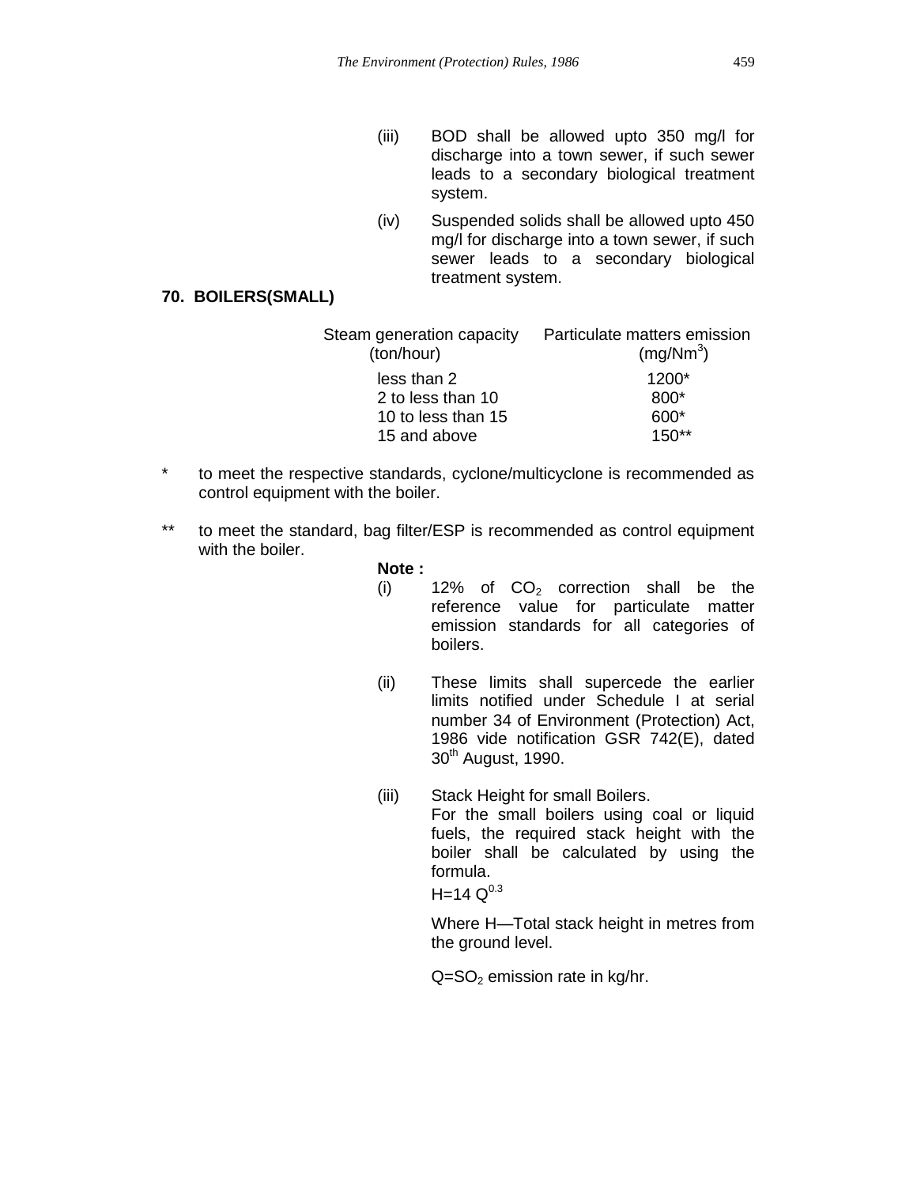(iii) BOD shall be allowed upto 350 mg/l for discharge into a town sewer, if such sewer leads to a secondary biological treatment system.

(iv) Suspended solids shall be allowed upto 450 mg/l for discharge into a town sewer, if such sewer leads to a secondary biological treatment system.

**70. BOILERS(SMALL)**

| Steam generation capacity (ton/hour) | Particulate matters emission ($mg/Nm^3$) |
|---|---|
| less than 2 | 1200* |
| 2 to less than 10 | 800* |
| 10 to less than 15 | 600* |
| 15 and above | 150** |

\* to meet the respective standards, cyclone/multicyclone is recommended as control equipment with the boiler.

** to meet the standard, bag filter/ESP is recommended as control equipment with the boiler.

**Note :**

(i) 12% of $CO_2$ correction shall be the reference value for particulate matter emission standards for all categories of boilers.

(ii) These limits shall supercede the earlier limits notified under Schedule I at serial number 34 of Environment (Protection) Act, 1986 vide notification GSR 742(E), dated 30th August, 1990.

(iii) Stack Height for small Boilers.
For the small boilers using coal or liquid fuels, the required stack height with the boiler shall be calculated by using the formula.

$H=14\ Q^{0.3}$

Where H—Total stack height in metres from the ground level.

$Q=SO_2$ emission rate in kg/hr.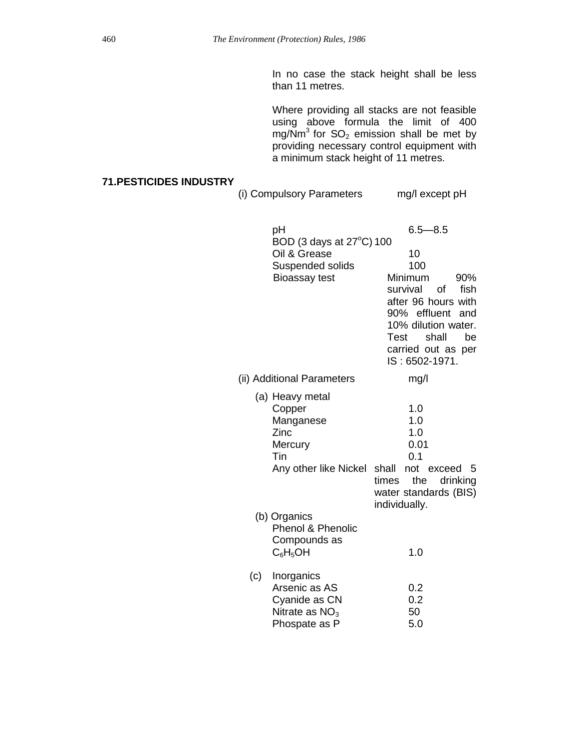In no case the stack height shall be less than 11 metres.

Where providing all stacks are not feasible using above formula the limit of 400 mg/Nm$^3$ for $SO_2$ emission shall be met by providing necessary control equipment with a minimum stack height of 11 metres.

**71.PESTICIDES INDUSTRY**

(i) Compulsory Parameters — mg/l except pH

| | |
|---|---|
| pH | 6.5—8.5 |
| BOD (3 days at 27$^o$C) | 100 |
| Oil & Grease | 10 |
| Suspended solids | 100 |
| Bioassay test | Minimum 90% survival of fish after 96 hours with 90% effluent and 10% dilution water. Test shall be carried out as per IS : 6502-1971. |

(ii) Additional Parameters — mg/l

| | |
|---|---|
| (a) Heavy metal | |
| Copper | 1.0 |
| Manganese | 1.0 |
| Zinc | 1.0 |
| Mercury | 0.01 |
| Tin | 0.1 |
| Any other like Nickel | shall not exceed 5 times the drinking water standards (BIS) individually. |
| (b) Organics | |
| Phenol & Phenolic Compounds as $C_6H_5OH$ | 1.0 |
| (c) Inorganics | |
| Arsenic as AS | 0.2 |
| Cyanide as CN | 0.2 |
| Nitrate as $NO_3$ | 50 |
| Phospate as P | 5.0 |